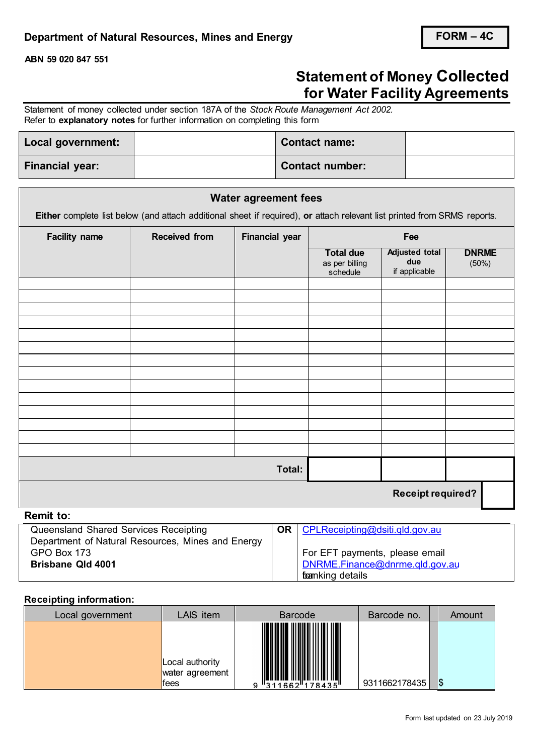Department of Natural Resources, Mines and Energy

**FORM – 4C**

ABN 59 020 847 551

# Statement of Money Collected for Water Facility Agreements

Statement of money collected under section 187A of the *Stock Route Management Act 2002.*
Refer to **explanatory notes** for further information on completing this form

| **Local government:** | | **Contact name:** | |
|---|---|---|---|
| **Financial year:** | | **Contact number:** | |

## Water agreement fees

**Either** complete list below (and attach additional sheet if required), **or** attach relevant list printed from SRMS reports.

| Facility name | Received from | Financial year | Fee | | |
|---|---|---|---|---|---|
| | | | **Total due** as per billing schedule | **Adjusted total due** if applicable | **DNRME** (50%) |
| | | | | | |
| | | | | | |
| | | | | | |
| | | | | | |
| | | | | | |
| | | | | | |
| | | | | | |
| | | | | | |
| | | | | | |
| | | | | | |
| | | | | | |
| | | | | | |
| | | | | | |
| | | | | | |
| | | **Total:** | | | |
| | | | | **Receipt required?** | |

**Remit to:**

| | | |
|---|---|---|
| Queensland Shared Services Receipting<br>Department of Natural Resources, Mines and Energy<br>GPO Box 173<br>**Brisbane Qld 4001** | **OR** | CPLReceipting@dsiti.qld.gov.au<br><br>For EFT payments, please email DNRME.Finance@dnrme.qld.gov.au for banking details |

**Receipting information:**

| Local government | LAIS item | Barcode | Barcode no. | Amount |
|---|---|---|---|---|
| | Local authority water agreement fees | 9 311662 178435 | 9311662178435 | $ |

Form last updated on 23 July 2019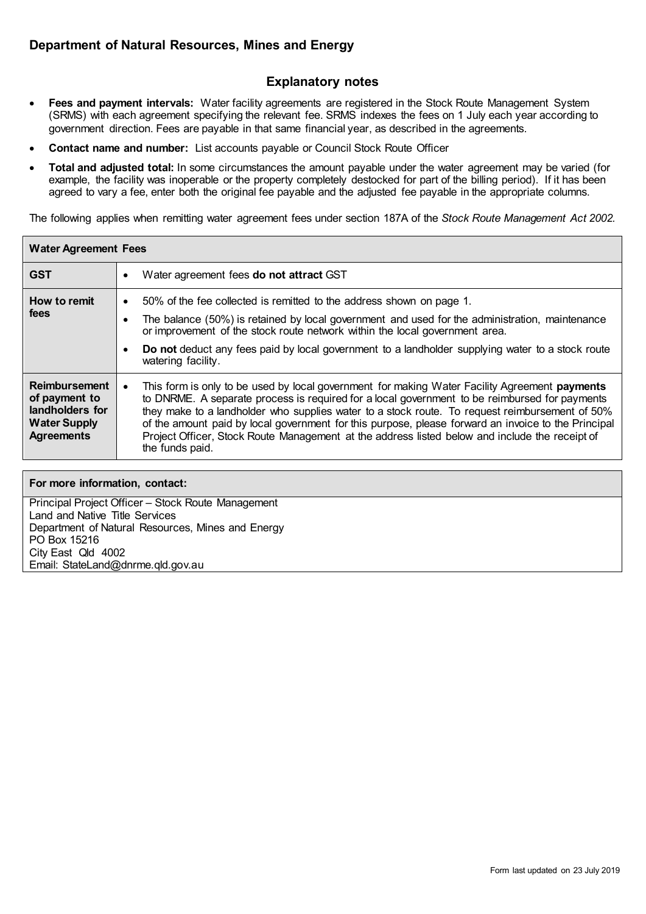## Department of Natural Resources, Mines and Energy

### Explanatory notes

- **Fees and payment intervals:** Water facility agreements are registered in the Stock Route Management System (SRMS) with each agreement specifying the relevant fee. SRMS indexes the fees on 1 July each year according to government direction. Fees are payable in that same financial year, as described in the agreements.
- **Contact name and number:** List accounts payable or Council Stock Route Officer
- **Total and adjusted total:** In some circumstances the amount payable under the water agreement may be varied (for example, the facility was inoperable or the property completely destocked for part of the billing period). If it has been agreed to vary a fee, enter both the original fee payable and the adjusted fee payable in the appropriate columns.

The following applies when remitting water agreement fees under section 187A of the *Stock Route Management Act 2002.*

| **Water Agreement Fees** | |
|---|---|
| **GST** | • Water agreement fees **do not attract** GST |
| **How to remit fees** | • 50% of the fee collected is remitted to the address shown on page 1.<br>• The balance (50%) is retained by local government and used for the administration, maintenance or improvement of the stock route network within the local government area.<br>• **Do not** deduct any fees paid by local government to a landholder supplying water to a stock route watering facility. |
| **Reimbursement of payment to landholders for Water Supply Agreements** | • This form is only to be used by local government for making Water Facility Agreement **payments** to DNRME. A separate process is required for a local government to be reimbursed for payments they make to a landholder who supplies water to a stock route. To request reimbursement of 50% of the amount paid by local government for this purpose, please forward an invoice to the Principal Project Officer, Stock Route Management at the address listed below and include the receipt of the funds paid. |

**For more information, contact:**

Principal Project Officer – Stock Route Management
Land and Native Title Services
Department of Natural Resources, Mines and Energy
PO Box 15216
City East Qld 4002
Email: StateLand@dnrme.qld.gov.au

Form last updated on 23 July 2019